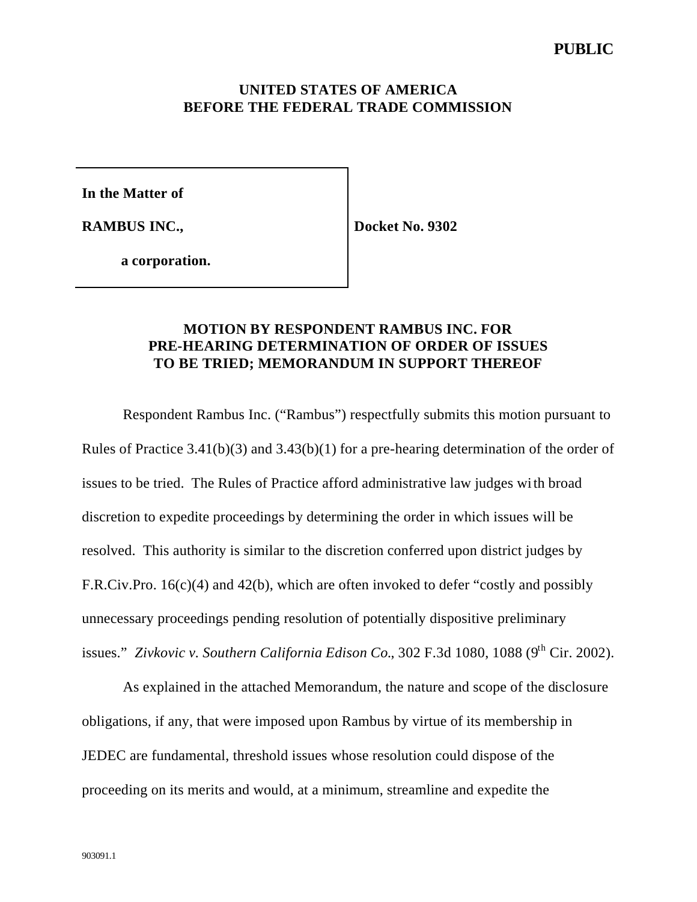**PUBLIC**

**UNITED STATES OF AMERICA**
**BEFORE THE FEDERAL TRADE COMMISSION**

| | |
|---|---|
| **In the Matter of**<br><br>**RAMBUS INC.,**<br><br>**a corporation.** | **Docket No. 9302** |

**MOTION BY RESPONDENT RAMBUS INC. FOR PRE-HEARING DETERMINATION OF ORDER OF ISSUES TO BE TRIED; MEMORANDUM IN SUPPORT THEREOF**

Respondent Rambus Inc. ("Rambus") respectfully submits this motion pursuant to Rules of Practice 3.41(b)(3) and 3.43(b)(1) for a pre-hearing determination of the order of issues to be tried. The Rules of Practice afford administrative law judges with broad discretion to expedite proceedings by determining the order in which issues will be resolved. This authority is similar to the discretion conferred upon district judges by F.R.Civ.Pro. 16(c)(4) and 42(b), which are often invoked to defer "costly and possibly unnecessary proceedings pending resolution of potentially dispositive preliminary issues." *Zivkovic v. Southern California Edison Co.*, 302 F.3d 1080, 1088 (9th Cir. 2002).

As explained in the attached Memorandum, the nature and scope of the disclosure obligations, if any, that were imposed upon Rambus by virtue of its membership in JEDEC are fundamental, threshold issues whose resolution could dispose of the proceeding on its merits and would, at a minimum, streamline and expedite the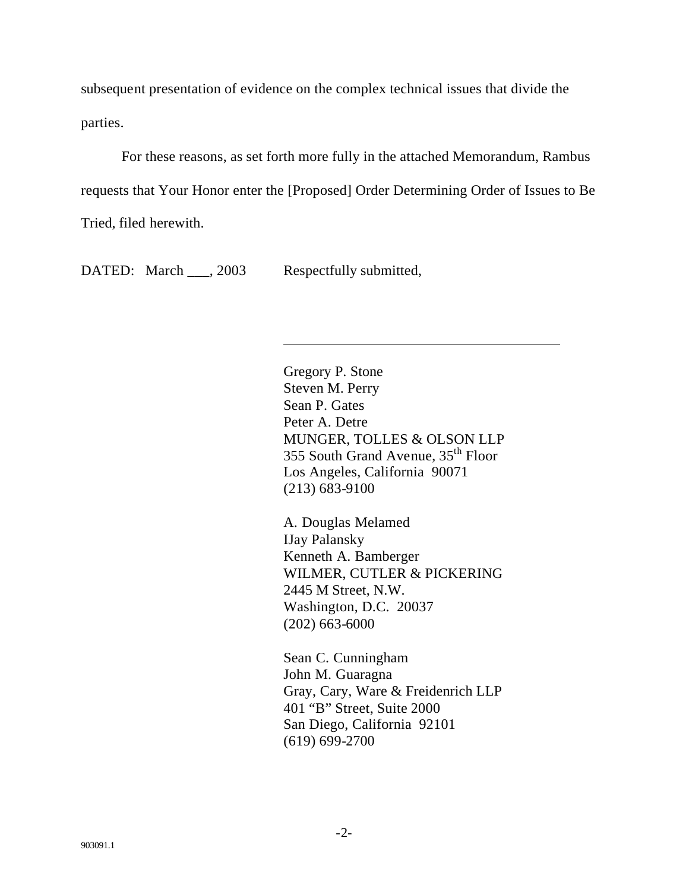subsequent presentation of evidence on the complex technical issues that divide the parties.

For these reasons, as set forth more fully in the attached Memorandum, Rambus requests that Your Honor enter the [Proposed] Order Determining Order of Issues to Be Tried, filed herewith.

DATED: March ___, 2003 Respectfully submitted,

\_\_\_\_\_\_\_\_\_\_\_\_\_\_\_\_\_\_\_\_\_\_\_\_\_\_\_\_\_\_\_\_\_\_\_\_\_\_

Gregory P. Stone
Steven M. Perry
Sean P. Gates
Peter A. Detre
MUNGER, TOLLES & OLSON LLP
355 South Grand Avenue, 35th Floor
Los Angeles, California 90071
(213) 683-9100

A. Douglas Melamed
IJay Palansky
Kenneth A. Bamberger
WILMER, CUTLER & PICKERING
2445 M Street, N.W.
Washington, D.C. 20037
(202) 663-6000

Sean C. Cunningham
John M. Guaragna
Gray, Cary, Ware & Freidenrich LLP
401 "B" Street, Suite 2000
San Diego, California 92101
(619) 699-2700

903091.1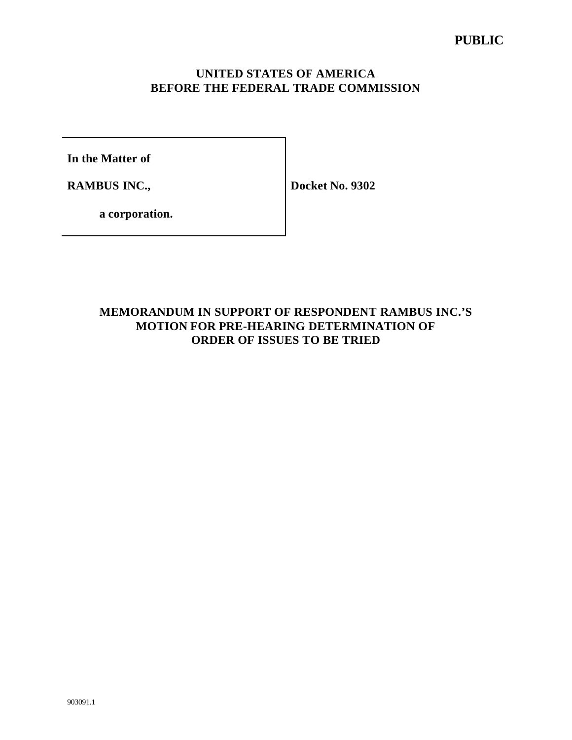**PUBLIC**

**UNITED STATES OF AMERICA**
**BEFORE THE FEDERAL TRADE COMMISSION**

| |
|---|
| **In the Matter of** |
| **RAMBUS INC.,** |
| **a corporation.** |

**Docket No. 9302**

# MEMORANDUM IN SUPPORT OF RESPONDENT RAMBUS INC.'S MOTION FOR PRE-HEARING DETERMINATION OF ORDER OF ISSUES TO BE TRIED

903091.1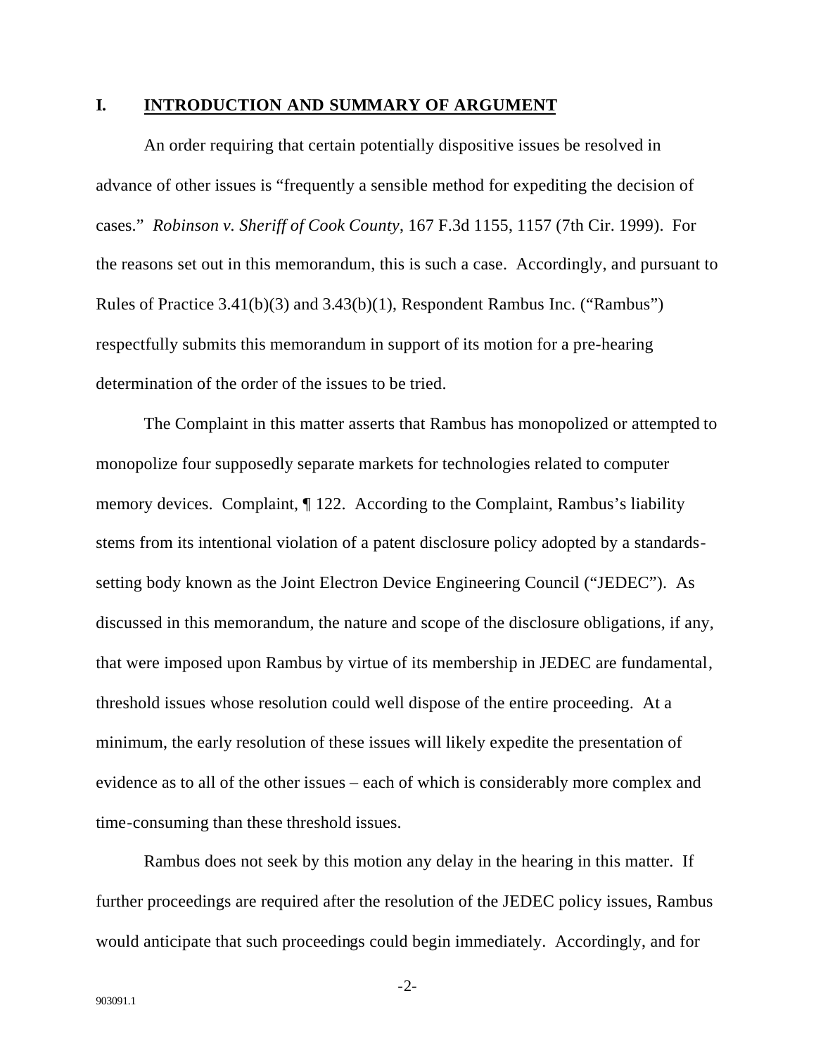## I. INTRODUCTION AND SUMMARY OF ARGUMENT

An order requiring that certain potentially dispositive issues be resolved in advance of other issues is "frequently a sensible method for expediting the decision of cases." *Robinson v. Sheriff of Cook County*, 167 F.3d 1155, 1157 (7th Cir. 1999). For the reasons set out in this memorandum, this is such a case. Accordingly, and pursuant to Rules of Practice 3.41(b)(3) and 3.43(b)(1), Respondent Rambus Inc. ("Rambus") respectfully submits this memorandum in support of its motion for a pre-hearing determination of the order of the issues to be tried.

The Complaint in this matter asserts that Rambus has monopolized or attempted to monopolize four supposedly separate markets for technologies related to computer memory devices. Complaint, ¶ 122. According to the Complaint, Rambus's liability stems from its intentional violation of a patent disclosure policy adopted by a standards-setting body known as the Joint Electron Device Engineering Council ("JEDEC"). As discussed in this memorandum, the nature and scope of the disclosure obligations, if any, that were imposed upon Rambus by virtue of its membership in JEDEC are fundamental, threshold issues whose resolution could well dispose of the entire proceeding. At a minimum, the early resolution of these issues will likely expedite the presentation of evidence as to all of the other issues – each of which is considerably more complex and time-consuming than these threshold issues.

Rambus does not seek by this motion any delay in the hearing in this matter. If further proceedings are required after the resolution of the JEDEC policy issues, Rambus would anticipate that such proceedings could begin immediately. Accordingly, and for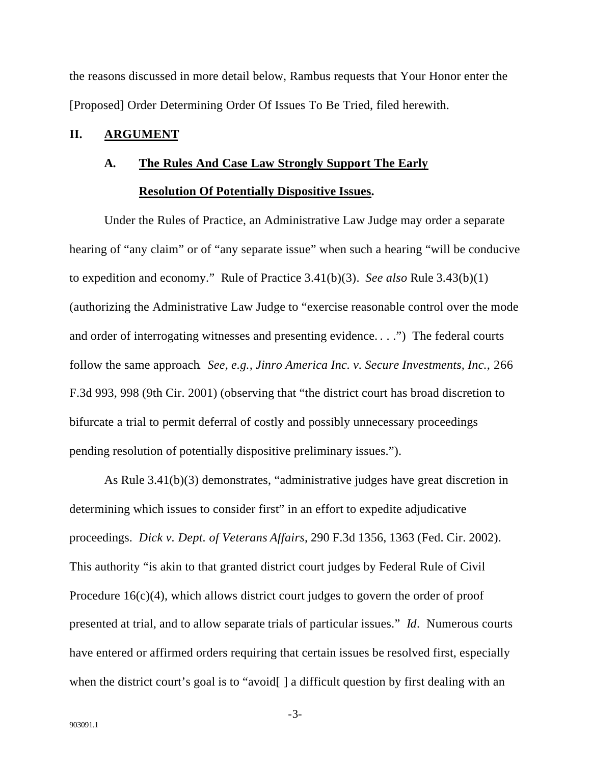the reasons discussed in more detail below, Rambus requests that Your Honor enter the [Proposed] Order Determining Order Of Issues To Be Tried, filed herewith.

## II. ARGUMENT

### A. The Rules And Case Law Strongly Support The Early Resolution Of Potentially Dispositive Issues.

Under the Rules of Practice, an Administrative Law Judge may order a separate hearing of "any claim" or of "any separate issue" when such a hearing "will be conducive to expedition and economy." Rule of Practice 3.41(b)(3). *See also* Rule 3.43(b)(1) (authorizing the Administrative Law Judge to "exercise reasonable control over the mode and order of interrogating witnesses and presenting evidence. . . .") The federal courts follow the same approach. *See, e.g., Jinro America Inc. v. Secure Investments, Inc.*, 266 F.3d 993, 998 (9th Cir. 2001) (observing that "the district court has broad discretion to bifurcate a trial to permit deferral of costly and possibly unnecessary proceedings pending resolution of potentially dispositive preliminary issues.").

As Rule 3.41(b)(3) demonstrates, "administrative judges have great discretion in determining which issues to consider first" in an effort to expedite adjudicative proceedings. *Dick v. Dept. of Veterans Affairs*, 290 F.3d 1356, 1363 (Fed. Cir. 2002). This authority "is akin to that granted district court judges by Federal Rule of Civil Procedure 16(c)(4), which allows district court judges to govern the order of proof presented at trial, and to allow separate trials of particular issues." *Id*. Numerous courts have entered or affirmed orders requiring that certain issues be resolved first, especially when the district court's goal is to "avoid[ ] a difficult question by first dealing with an

903091.1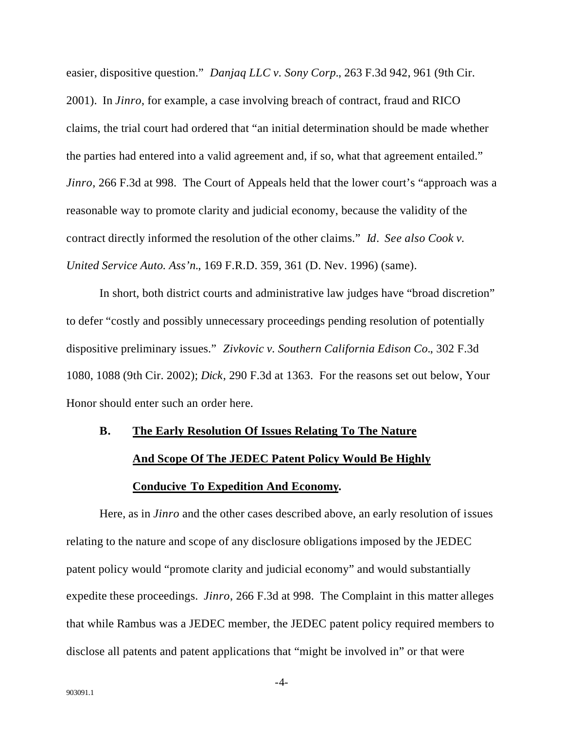easier, dispositive question." *Danjaq LLC v. Sony Corp.*, 263 F.3d 942, 961 (9th Cir. 2001). In *Jinro*, for example, a case involving breach of contract, fraud and RICO claims, the trial court had ordered that "an initial determination should be made whether the parties had entered into a valid agreement and, if so, what that agreement entailed." *Jinro*, 266 F.3d at 998. The Court of Appeals held that the lower court's "approach was a reasonable way to promote clarity and judicial economy, because the validity of the contract directly informed the resolution of the other claims." *Id*. *See also Cook v. United Service Auto. Ass'n.*, 169 F.R.D. 359, 361 (D. Nev. 1996) (same).

In short, both district courts and administrative law judges have "broad discretion" to defer "costly and possibly unnecessary proceedings pending resolution of potentially dispositive preliminary issues." *Zivkovic v. Southern California Edison Co.*, 302 F.3d 1080, 1088 (9th Cir. 2002); *Dick*, 290 F.3d at 1363. For the reasons set out below, Your Honor should enter such an order here.

### B. The Early Resolution Of Issues Relating To The Nature And Scope Of The JEDEC Patent Policy Would Be Highly Conducive To Expedition And Economy.

Here, as in *Jinro* and the other cases described above, an early resolution of issues relating to the nature and scope of any disclosure obligations imposed by the JEDEC patent policy would "promote clarity and judicial economy" and would substantially expedite these proceedings. *Jinro*, 266 F.3d at 998. The Complaint in this matter alleges that while Rambus was a JEDEC member, the JEDEC patent policy required members to disclose all patents and patent applications that "might be involved in" or that were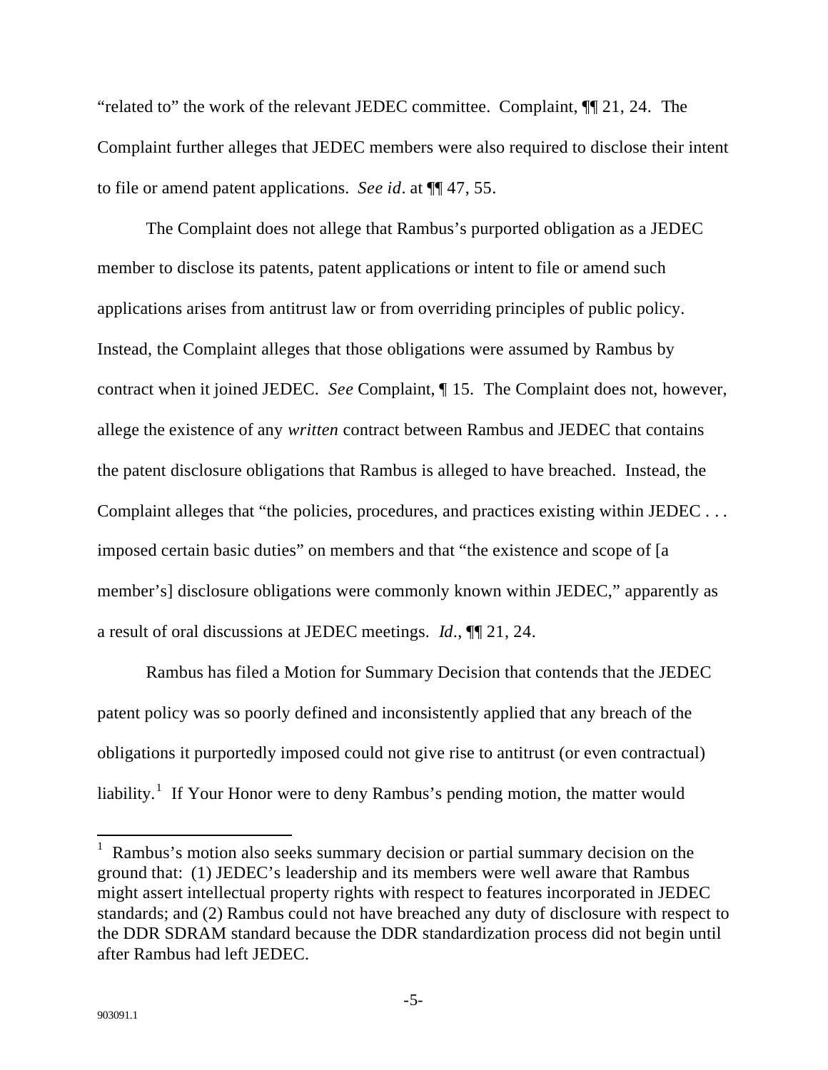"related to" the work of the relevant JEDEC committee. Complaint, ¶¶ 21, 24. The Complaint further alleges that JEDEC members were also required to disclose their intent to file or amend patent applications. *See id*. at ¶¶ 47, 55.

The Complaint does not allege that Rambus's purported obligation as a JEDEC member to disclose its patents, patent applications or intent to file or amend such applications arises from antitrust law or from overriding principles of public policy. Instead, the Complaint alleges that those obligations were assumed by Rambus by contract when it joined JEDEC. *See* Complaint, ¶ 15. The Complaint does not, however, allege the existence of any *written* contract between Rambus and JEDEC that contains the patent disclosure obligations that Rambus is alleged to have breached. Instead, the Complaint alleges that "the policies, procedures, and practices existing within JEDEC . . . imposed certain basic duties" on members and that "the existence and scope of [a member's] disclosure obligations were commonly known within JEDEC," apparently as a result of oral discussions at JEDEC meetings. *Id*., ¶¶ 21, 24.

Rambus has filed a Motion for Summary Decision that contends that the JEDEC patent policy was so poorly defined and inconsistently applied that any breach of the obligations it purportedly imposed could not give rise to antitrust (or even contractual) liability.[1] If Your Honor were to deny Rambus's pending motion, the matter would

---

[1] Rambus's motion also seeks summary decision or partial summary decision on the ground that: (1) JEDEC's leadership and its members were well aware that Rambus might assert intellectual property rights with respect to features incorporated in JEDEC standards; and (2) Rambus could not have breached any duty of disclosure with respect to the DDR SDRAM standard because the DDR standardization process did not begin until after Rambus had left JEDEC.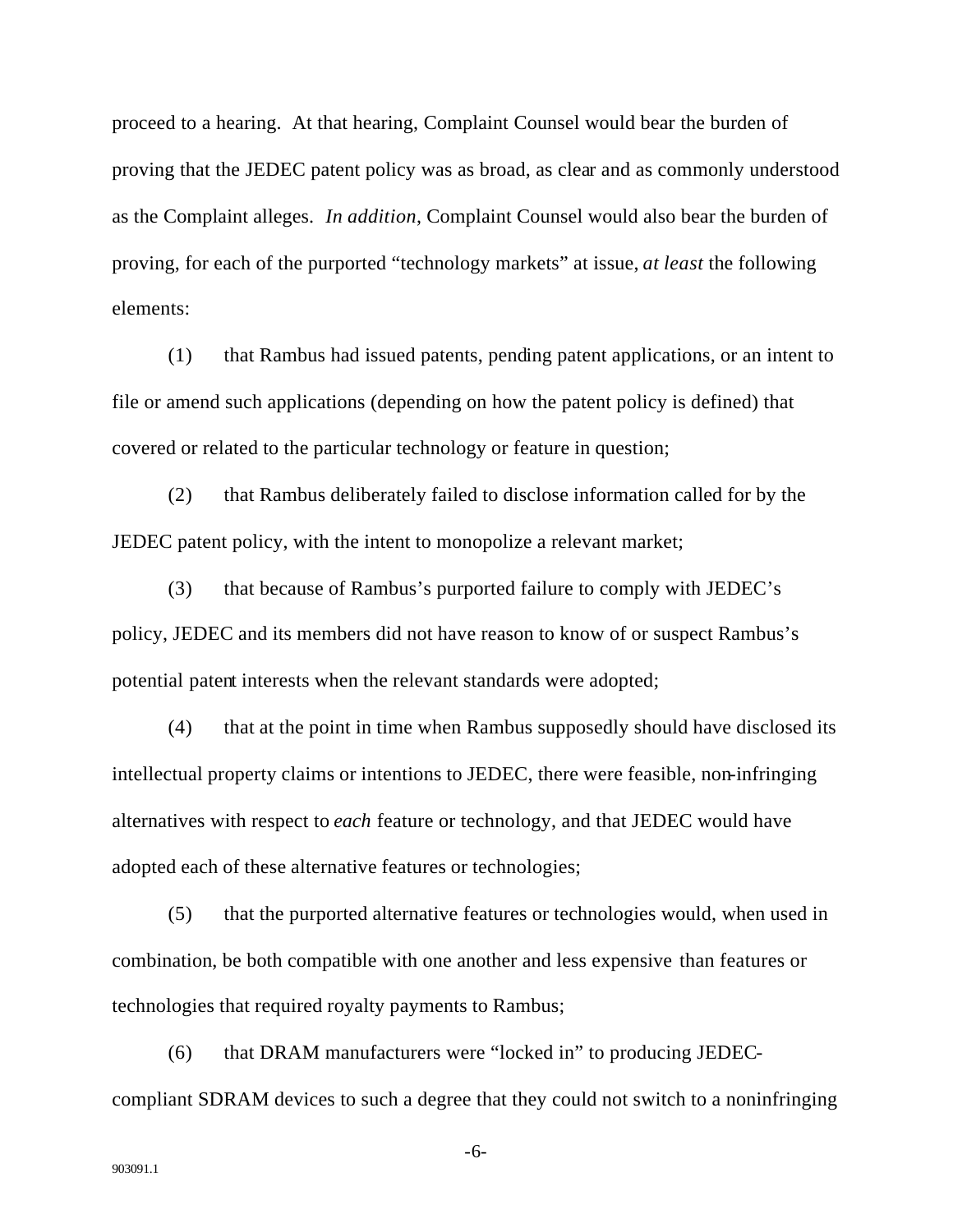proceed to a hearing. At that hearing, Complaint Counsel would bear the burden of proving that the JEDEC patent policy was as broad, as clear and as commonly understood as the Complaint alleges. *In addition*, Complaint Counsel would also bear the burden of proving, for each of the purported "technology markets" at issue, *at least* the following elements:

(1) that Rambus had issued patents, pending patent applications, or an intent to file or amend such applications (depending on how the patent policy is defined) that covered or related to the particular technology or feature in question;

(2) that Rambus deliberately failed to disclose information called for by the JEDEC patent policy, with the intent to monopolize a relevant market;

(3) that because of Rambus's purported failure to comply with JEDEC's policy, JEDEC and its members did not have reason to know of or suspect Rambus's potential patent interests when the relevant standards were adopted;

(4) that at the point in time when Rambus supposedly should have disclosed its intellectual property claims or intentions to JEDEC, there were feasible, non-infringing alternatives with respect to *each* feature or technology, and that JEDEC would have adopted each of these alternative features or technologies;

(5) that the purported alternative features or technologies would, when used in combination, be both compatible with one another and less expensive than features or technologies that required royalty payments to Rambus;

(6) that DRAM manufacturers were "locked in" to producing JEDEC-compliant SDRAM devices to such a degree that they could not switch to a noninfringing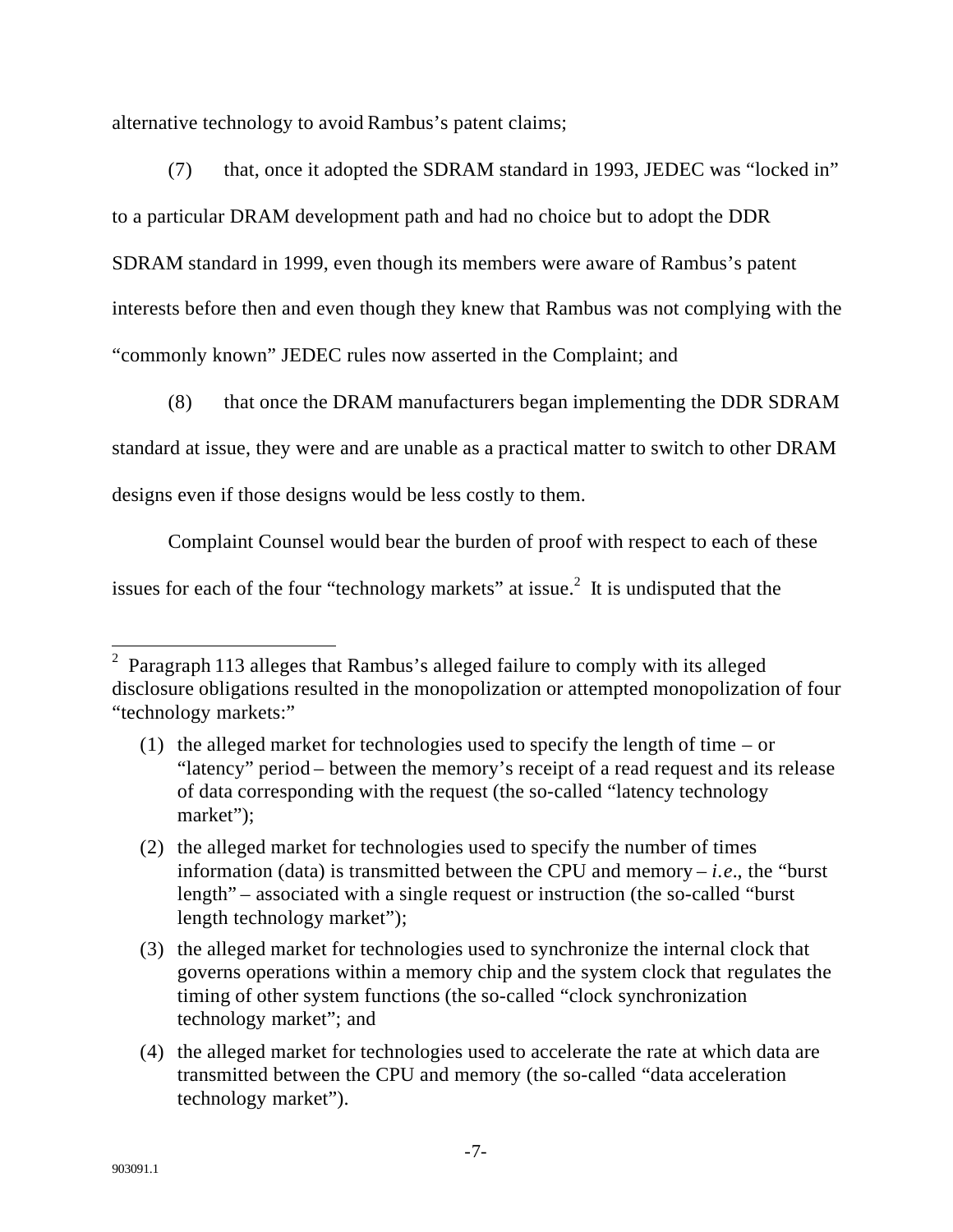alternative technology to avoid Rambus's patent claims;

(7) that, once it adopted the SDRAM standard in 1993, JEDEC was "locked in" to a particular DRAM development path and had no choice but to adopt the DDR SDRAM standard in 1999, even though its members were aware of Rambus's patent interests before then and even though they knew that Rambus was not complying with the "commonly known" JEDEC rules now asserted in the Complaint; and

(8) that once the DRAM manufacturers began implementing the DDR SDRAM standard at issue, they were and are unable as a practical matter to switch to other DRAM designs even if those designs would be less costly to them.

Complaint Counsel would bear the burden of proof with respect to each of these issues for each of the four "technology markets" at issue.[2] It is undisputed that the

---

[2] Paragraph 113 alleges that Rambus's alleged failure to comply with its alleged disclosure obligations resulted in the monopolization or attempted monopolization of four "technology markets:"

(1) the alleged market for technologies used to specify the length of time – or "latency" period – between the memory's receipt of a read request and its release of data corresponding with the request (the so-called "latency technology market");

(2) the alleged market for technologies used to specify the number of times information (data) is transmitted between the CPU and memory – *i.e.*, the "burst length" – associated with a single request or instruction (the so-called "burst length technology market");

(3) the alleged market for technologies used to synchronize the internal clock that governs operations within a memory chip and the system clock that regulates the timing of other system functions (the so-called "clock synchronization technology market"; and

(4) the alleged market for technologies used to accelerate the rate at which data are transmitted between the CPU and memory (the so-called "data acceleration technology market").

903091.1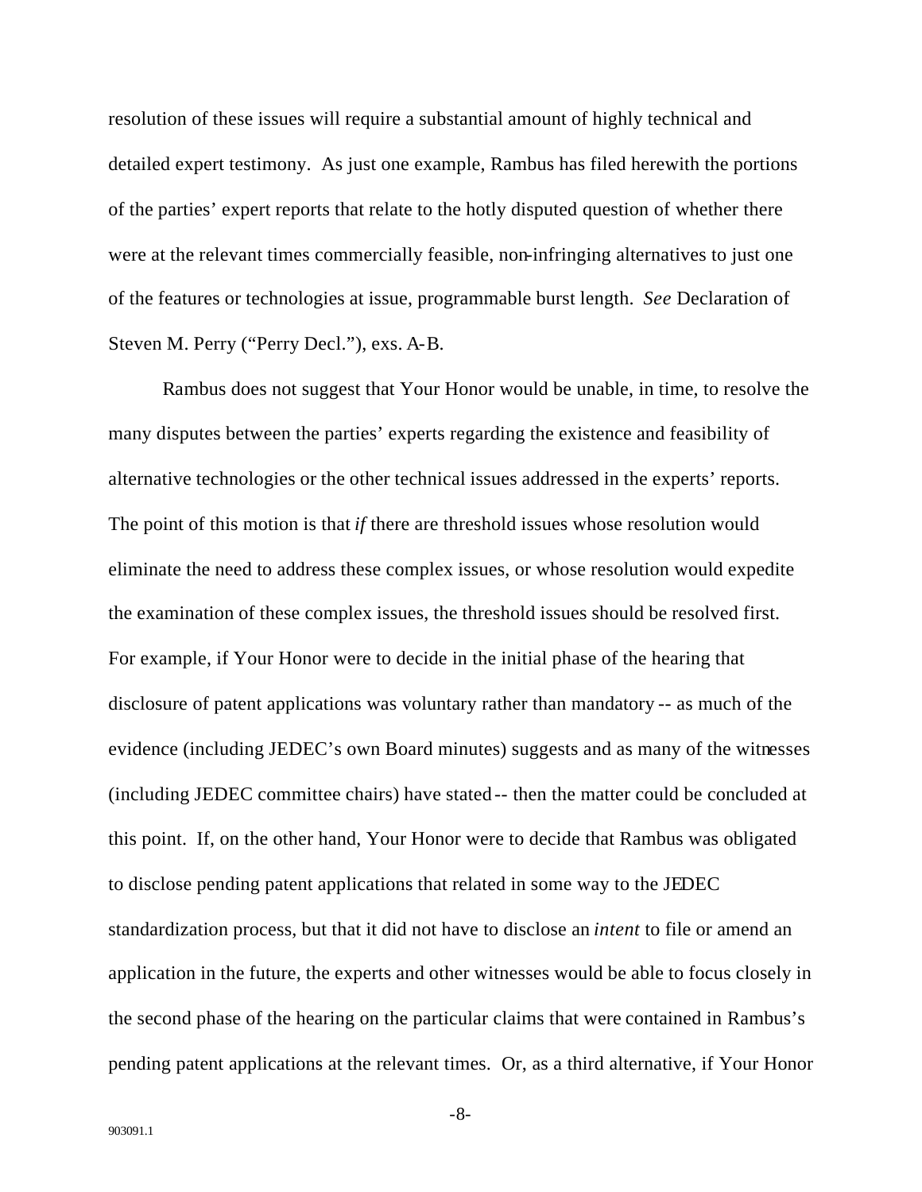resolution of these issues will require a substantial amount of highly technical and detailed expert testimony. As just one example, Rambus has filed herewith the portions of the parties' expert reports that relate to the hotly disputed question of whether there were at the relevant times commercially feasible, non-infringing alternatives to just one of the features or technologies at issue, programmable burst length. *See* Declaration of Steven M. Perry ("Perry Decl."), exs. A-B.

Rambus does not suggest that Your Honor would be unable, in time, to resolve the many disputes between the parties' experts regarding the existence and feasibility of alternative technologies or the other technical issues addressed in the experts' reports. The point of this motion is that *if* there are threshold issues whose resolution would eliminate the need to address these complex issues, or whose resolution would expedite the examination of these complex issues, the threshold issues should be resolved first. For example, if Your Honor were to decide in the initial phase of the hearing that disclosure of patent applications was voluntary rather than mandatory -- as much of the evidence (including JEDEC's own Board minutes) suggests and as many of the witnesses (including JEDEC committee chairs) have stated -- then the matter could be concluded at this point. If, on the other hand, Your Honor were to decide that Rambus was obligated to disclose pending patent applications that related in some way to the JEDEC standardization process, but that it did not have to disclose an *intent* to file or amend an application in the future, the experts and other witnesses would be able to focus closely in the second phase of the hearing on the particular claims that were contained in Rambus's pending patent applications at the relevant times. Or, as a third alternative, if Your Honor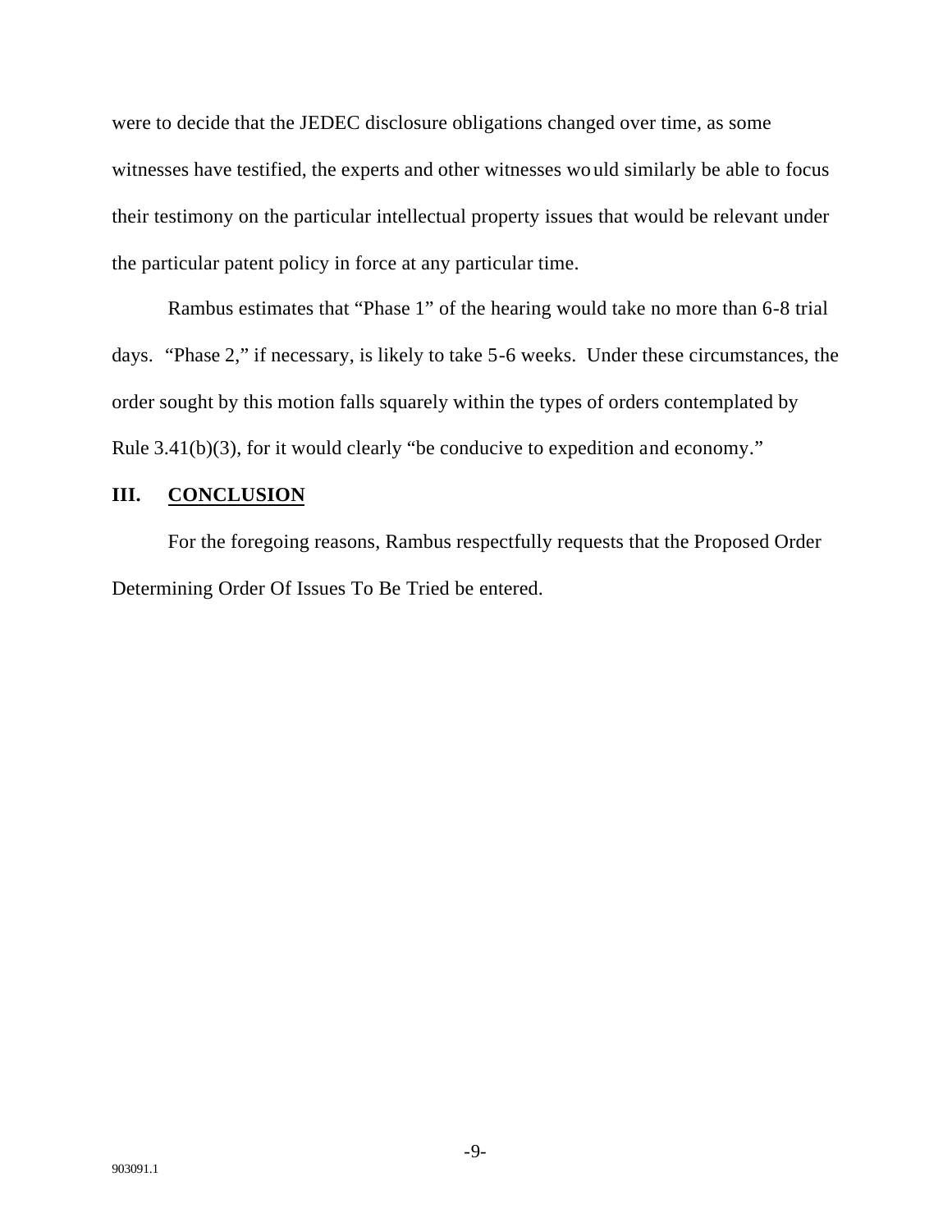were to decide that the JEDEC disclosure obligations changed over time, as some witnesses have testified, the experts and other witnesses would similarly be able to focus their testimony on the particular intellectual property issues that would be relevant under the particular patent policy in force at any particular time.

Rambus estimates that "Phase 1" of the hearing would take no more than 6-8 trial days. "Phase 2," if necessary, is likely to take 5-6 weeks. Under these circumstances, the order sought by this motion falls squarely within the types of orders contemplated by Rule 3.41(b)(3), for it would clearly "be conducive to expedition and economy."

## III. CONCLUSION

For the foregoing reasons, Rambus respectfully requests that the Proposed Order Determining Order Of Issues To Be Tried be entered.

903091.1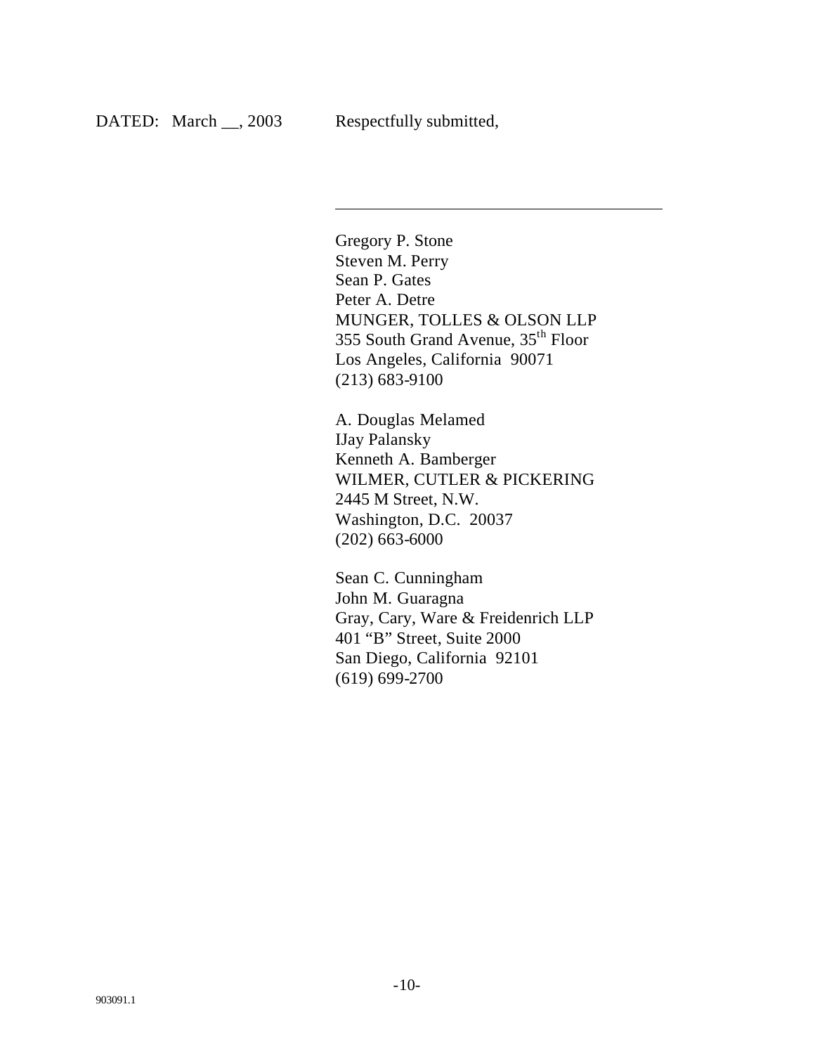DATED: March __, 2003 Respectfully submitted,

\_\_\_\_\_\_\_\_\_\_\_\_\_\_\_\_\_\_\_\_\_\_\_\_\_\_\_\_\_\_\_\_\_\_\_\_\_\_\_\_

Gregory P. Stone
Steven M. Perry
Sean P. Gates
Peter A. Detre
MUNGER, TOLLES & OLSON LLP
355 South Grand Avenue, 35th Floor
Los Angeles, California 90071
(213) 683-9100

A. Douglas Melamed
IJay Palansky
Kenneth A. Bamberger
WILMER, CUTLER & PICKERING
2445 M Street, N.W.
Washington, D.C. 20037
(202) 663-6000

Sean C. Cunningham
John M. Guaragna
Gray, Cary, Ware & Freidenrich LLP
401 "B" Street, Suite 2000
San Diego, California 92101
(619) 699-2700

903091.1